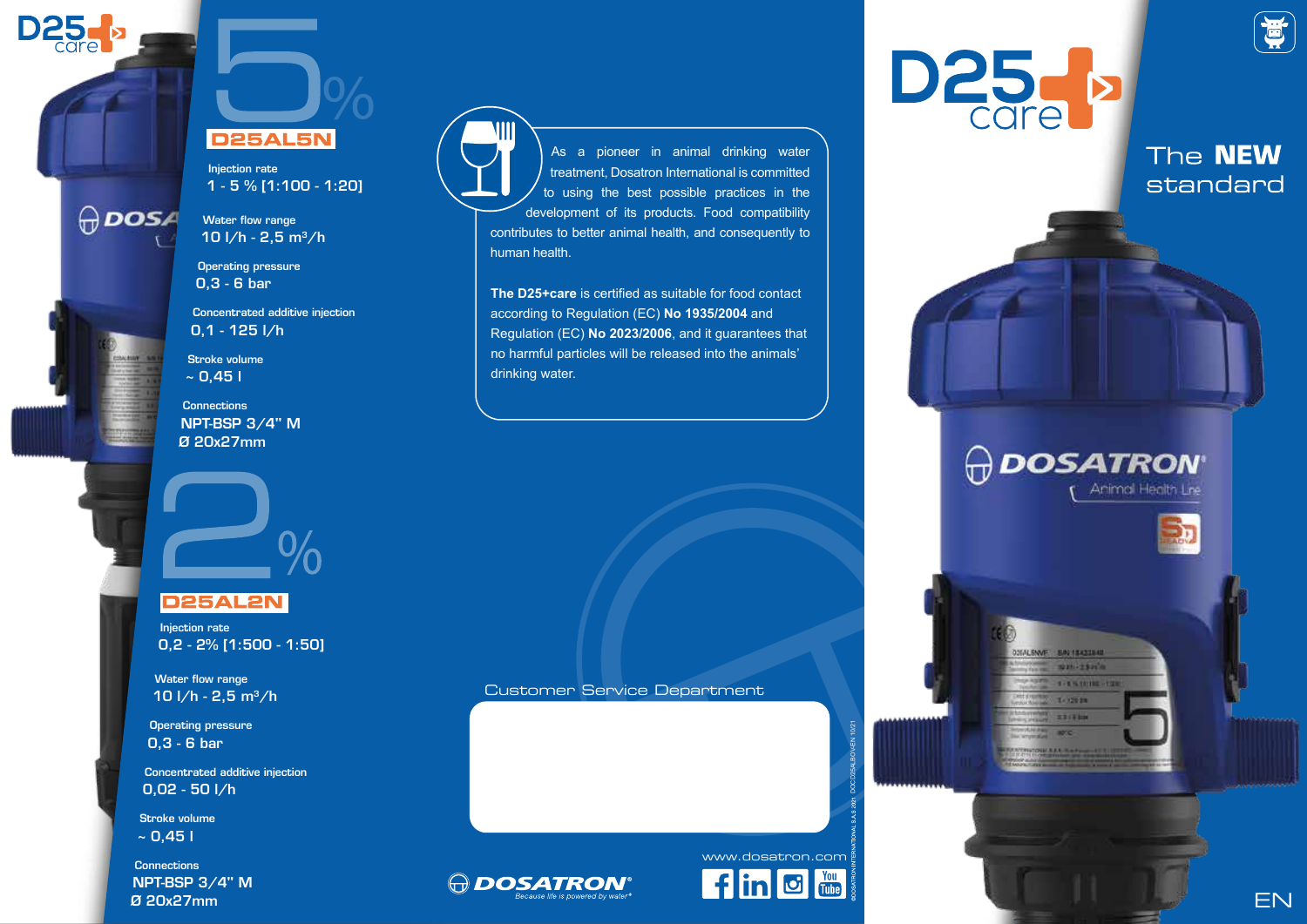# D25+care

## The NEW standard

## 5%

### D25AL5N

Injection rate
1 - 5 % [1:100 - 1:20]

Water flow range
10 l/h - 2,5 m³/h

Operating pressure
0,3 - 6 bar

Concentrated additive injection
0,1 - 125 l/h

Stroke volume
~ 0,45 l

Connections
NPT-BSP 3/4" M
Ø 20x27mm

## 2%

### D25AL2N

Injection rate
0,2 - 2% [1:500 - 1:50]

Water flow range
10 l/h - 2,5 m³/h

Operating pressure
0,3 - 6 bar

Concentrated additive injection
0,02 - 50 l/h

Stroke volume
~ 0,45 l

Connections
NPT-BSP 3/4" M
Ø 20x27mm

As a pioneer in animal drinking water treatment, Dosatron International is committed to using the best possible practices in the development of its products. Food compatibility contributes to better animal health, and consequently to human health.

**The D25+care** is certified as suitable for food contact according to Regulation (EC) **No 1935/2004** and Regulation (EC) **No 2023/2006**, and it guarantees that no harmful particles will be released into the animals' drinking water.

Customer Service Department

DOSATRON® Because life is powered by water®

www.dosatron.com

EN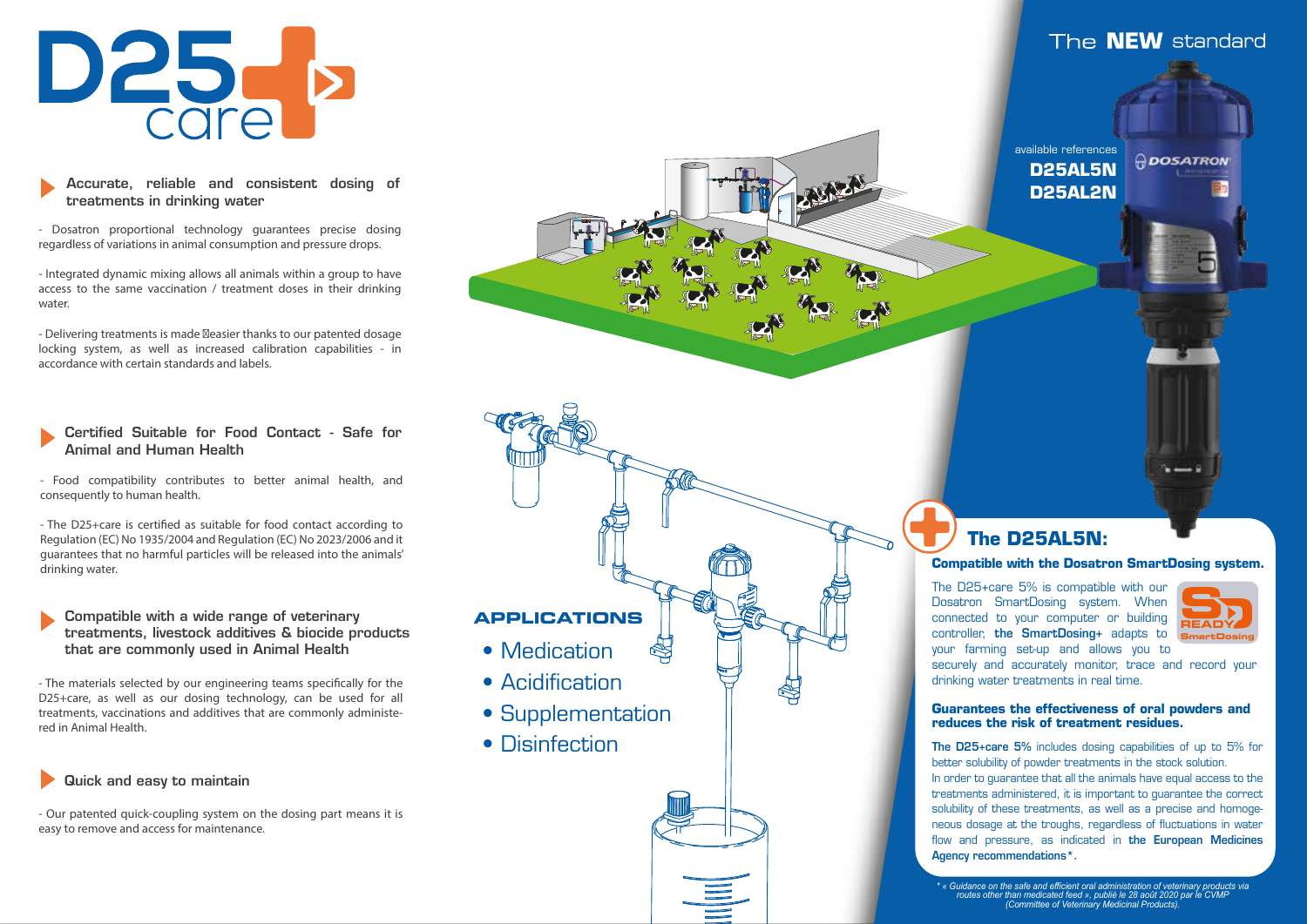# D25 care

## Accurate, reliable and consistent dosing of treatments in drinking water

- Dosatron proportional technology guarantees precise dosing regardless of variations in animal consumption and pressure drops.

- Integrated dynamic mixing allows all animals within a group to have access to the same vaccination / treatment doses in their drinking water.

- Delivering treatments is made easier thanks to our patented dosage locking system, as well as increased calibration capabilities - in accordance with certain standards and labels.

## Certified Suitable for Food Contact - Safe for Animal and Human Health

- Food compatibility contributes to better animal health, and consequently to human health.

- The D25+care is certified as suitable for food contact according to Regulation (EC) No 1935/2004 and Regulation (EC) No 2023/2006 and it guarantees that no harmful particles will be released into the animals' drinking water.

## Compatible with a wide range of veterinary treatments, livestock additives & biocide products that are commonly used in Animal Health

- The materials selected by our engineering teams specifically for the D25+care, as well as our dosing technology, can be used for all treatments, vaccinations and additives that are commonly administered in Animal Health.

## Quick and easy to maintain

- Our patented quick-coupling system on the dosing part means it is easy to remove and access for maintenance.

## APPLICATIONS

- Medication
- Acidification
- Supplementation
- Disinfection

The **NEW** standard

available references
**D25AL5N**
**D25AL2N**

## The D25AL5N:

**Compatible with the Dosatron SmartDosing system.**

The D25+care 5% is compatible with our Dosatron SmartDosing system. When connected to your computer or building controller, **the SmartDosing+** adapts to your farming set-up and allows you to securely and accurately monitor, trace and record your drinking water treatments in real time.

READY SmartDosing

**Guarantees the effectiveness of oral powders and reduces the risk of treatment residues.**

**The D25+care 5%** includes dosing capabilities of up to 5% for better solubility of powder treatments in the stock solution.
In order to guarantee that all the animals have equal access to the treatments administered, it is important to guarantee the correct solubility of these treatments, as well as a precise and homogeneous dosage at the troughs, regardless of fluctuations in water flow and pressure, as indicated in **the European Medicines Agency recommendations***.

*\* « Guidance on the safe and efficient oral administration of veterinary products via routes other than medicated feed », publié le 28 août 2020 par le CVMP (Committee of Veterinary Medicinal Products).*